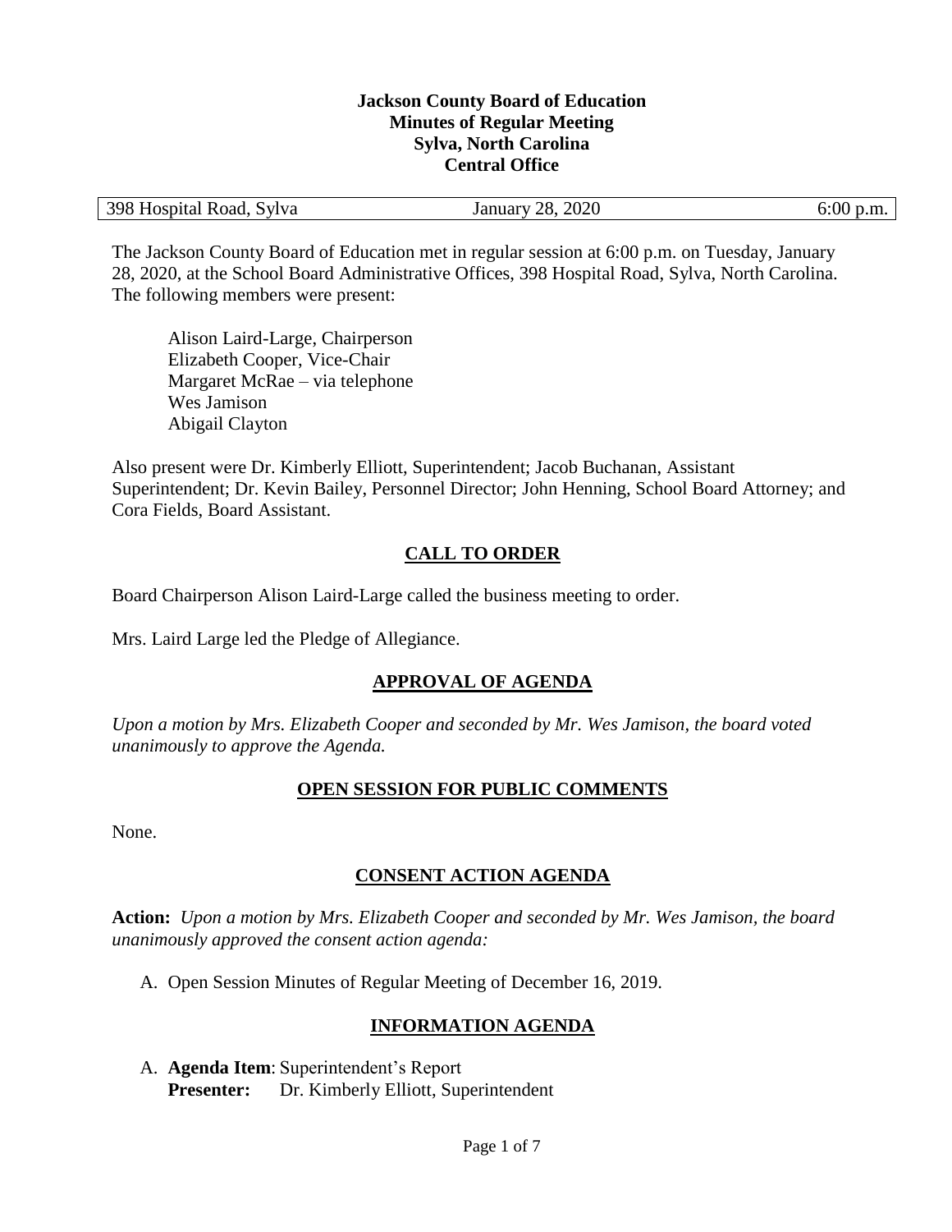**Jackson County Board of Education**
**Minutes of Regular Meeting**
**Sylva, North Carolina**
**Central Office**

| 398 Hospital Road, Sylva | January 28, 2020 | 6:00 p.m. |
|---|---|---|

The Jackson County Board of Education met in regular session at 6:00 p.m. on Tuesday, January 28, 2020, at the School Board Administrative Offices, 398 Hospital Road, Sylva, North Carolina. The following members were present:

Alison Laird-Large, Chairperson
Elizabeth Cooper, Vice-Chair
Margaret McRae – via telephone
Wes Jamison
Abigail Clayton

Also present were Dr. Kimberly Elliott, Superintendent; Jacob Buchanan, Assistant Superintendent; Dr. Kevin Bailey, Personnel Director; John Henning, School Board Attorney; and Cora Fields, Board Assistant.

## CALL TO ORDER

Board Chairperson Alison Laird-Large called the business meeting to order.

Mrs. Laird Large led the Pledge of Allegiance.

## APPROVAL OF AGENDA

*Upon a motion by Mrs. Elizabeth Cooper and seconded by Mr. Wes Jamison, the board voted unanimously to approve the Agenda.*

## OPEN SESSION FOR PUBLIC COMMENTS

None.

## CONSENT ACTION AGENDA

**Action:** *Upon a motion by Mrs. Elizabeth Cooper and seconded by Mr. Wes Jamison, the board unanimously approved the consent action agenda:*

A. Open Session Minutes of Regular Meeting of December 16, 2019.

## INFORMATION AGENDA

A. **Agenda Item**: Superintendent's Report
   **Presenter:** Dr. Kimberly Elliott, Superintendent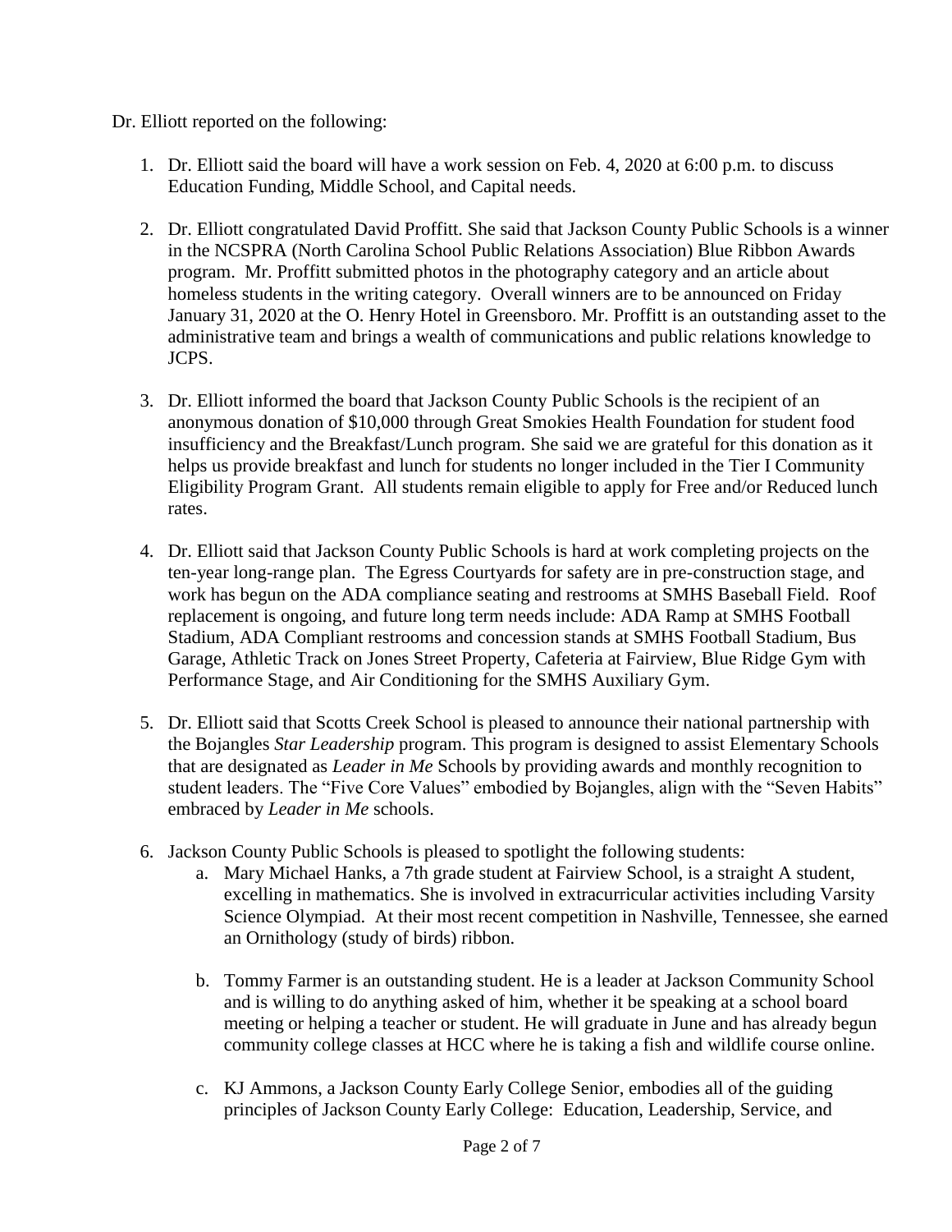Dr. Elliott reported on the following:

1. Dr. Elliott said the board will have a work session on Feb. 4, 2020 at 6:00 p.m. to discuss Education Funding, Middle School, and Capital needs.

2. Dr. Elliott congratulated David Proffitt. She said that Jackson County Public Schools is a winner in the NCSPRA (North Carolina School Public Relations Association) Blue Ribbon Awards program. Mr. Proffitt submitted photos in the photography category and an article about homeless students in the writing category. Overall winners are to be announced on Friday January 31, 2020 at the O. Henry Hotel in Greensboro. Mr. Proffitt is an outstanding asset to the administrative team and brings a wealth of communications and public relations knowledge to JCPS.

3. Dr. Elliott informed the board that Jackson County Public Schools is the recipient of an anonymous donation of $10,000 through Great Smokies Health Foundation for student food insufficiency and the Breakfast/Lunch program. She said we are grateful for this donation as it helps us provide breakfast and lunch for students no longer included in the Tier I Community Eligibility Program Grant. All students remain eligible to apply for Free and/or Reduced lunch rates.

4. Dr. Elliott said that Jackson County Public Schools is hard at work completing projects on the ten-year long-range plan. The Egress Courtyards for safety are in pre-construction stage, and work has begun on the ADA compliance seating and restrooms at SMHS Baseball Field. Roof replacement is ongoing, and future long term needs include: ADA Ramp at SMHS Football Stadium, ADA Compliant restrooms and concession stands at SMHS Football Stadium, Bus Garage, Athletic Track on Jones Street Property, Cafeteria at Fairview, Blue Ridge Gym with Performance Stage, and Air Conditioning for the SMHS Auxiliary Gym.

5. Dr. Elliott said that Scotts Creek School is pleased to announce their national partnership with the Bojangles *Star Leadership* program. This program is designed to assist Elementary Schools that are designated as *Leader in Me* Schools by providing awards and monthly recognition to student leaders. The "Five Core Values" embodied by Bojangles, align with the "Seven Habits" embraced by *Leader in Me* schools.

6. Jackson County Public Schools is pleased to spotlight the following students:
   a. Mary Michael Hanks, a 7th grade student at Fairview School, is a straight A student, excelling in mathematics. She is involved in extracurricular activities including Varsity Science Olympiad. At their most recent competition in Nashville, Tennessee, she earned an Ornithology (study of birds) ribbon.

   b. Tommy Farmer is an outstanding student. He is a leader at Jackson Community School and is willing to do anything asked of him, whether it be speaking at a school board meeting or helping a teacher or student. He will graduate in June and has already begun community college classes at HCC where he is taking a fish and wildlife course online.

   c. KJ Ammons, a Jackson County Early College Senior, embodies all of the guiding principles of Jackson County Early College: Education, Leadership, Service, and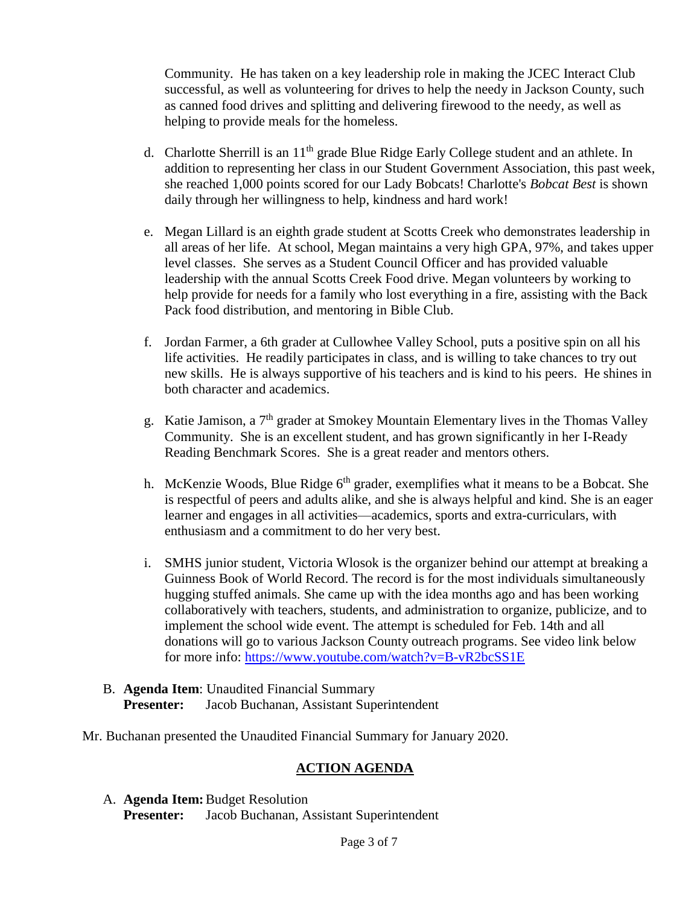Community. He has taken on a key leadership role in making the JCEC Interact Club successful, as well as volunteering for drives to help the needy in Jackson County, such as canned food drives and splitting and delivering firewood to the needy, as well as helping to provide meals for the homeless.

d. Charlotte Sherrill is an 11th grade Blue Ridge Early College student and an athlete. In addition to representing her class in our Student Government Association, this past week, she reached 1,000 points scored for our Lady Bobcats! Charlotte's *Bobcat Best* is shown daily through her willingness to help, kindness and hard work!

e. Megan Lillard is an eighth grade student at Scotts Creek who demonstrates leadership in all areas of her life. At school, Megan maintains a very high GPA, 97%, and takes upper level classes. She serves as a Student Council Officer and has provided valuable leadership with the annual Scotts Creek Food drive. Megan volunteers by working to help provide for needs for a family who lost everything in a fire, assisting with the Back Pack food distribution, and mentoring in Bible Club.

f. Jordan Farmer, a 6th grader at Cullowhee Valley School, puts a positive spin on all his life activities. He readily participates in class, and is willing to take chances to try out new skills. He is always supportive of his teachers and is kind to his peers. He shines in both character and academics.

g. Katie Jamison, a 7th grader at Smokey Mountain Elementary lives in the Thomas Valley Community. She is an excellent student, and has grown significantly in her I-Ready Reading Benchmark Scores. She is a great reader and mentors others.

h. McKenzie Woods, Blue Ridge 6th grader, exemplifies what it means to be a Bobcat. She is respectful of peers and adults alike, and she is always helpful and kind. She is an eager learner and engages in all activities—academics, sports and extra-curriculars, with enthusiasm and a commitment to do her very best.

i. SMHS junior student, Victoria Wlosok is the organizer behind our attempt at breaking a Guinness Book of World Record. The record is for the most individuals simultaneously hugging stuffed animals. She came up with the idea months ago and has been working collaboratively with teachers, students, and administration to organize, publicize, and to implement the school wide event. The attempt is scheduled for Feb. 14th and all donations will go to various Jackson County outreach programs. See video link below for more info: https://www.youtube.com/watch?v=B-vR2bcSS1E

B. **Agenda Item**: Unaudited Financial Summary
**Presenter:** Jacob Buchanan, Assistant Superintendent

Mr. Buchanan presented the Unaudited Financial Summary for January 2020.

## ACTION AGENDA

A. **Agenda Item:** Budget Resolution
**Presenter:** Jacob Buchanan, Assistant Superintendent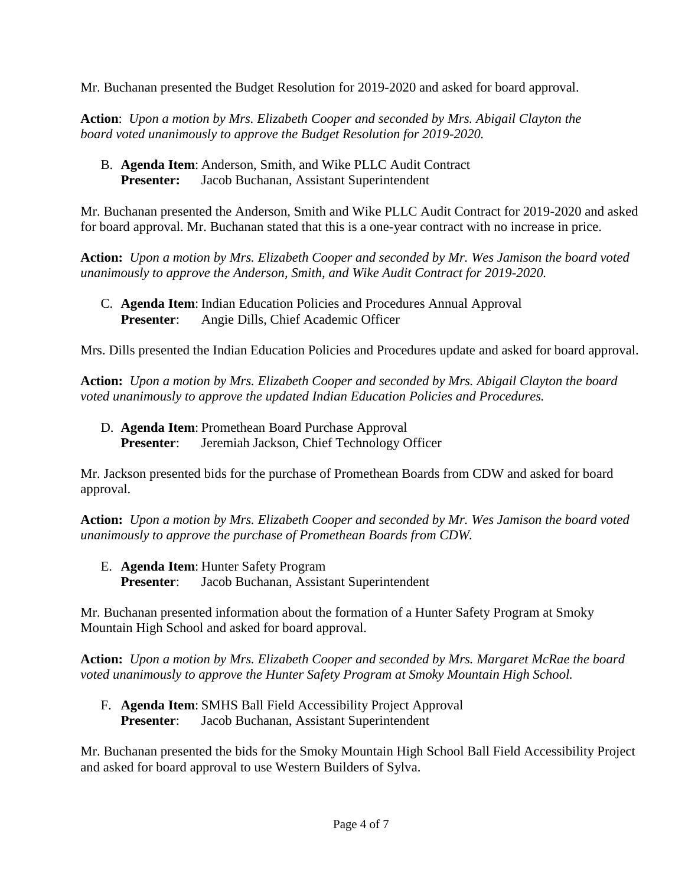Mr. Buchanan presented the Budget Resolution for 2019-2020 and asked for board approval.

**Action**: *Upon a motion by Mrs. Elizabeth Cooper and seconded by Mrs. Abigail Clayton the board voted unanimously to approve the Budget Resolution for 2019-2020.*

B. **Agenda Item**: Anderson, Smith, and Wike PLLC Audit Contract
   **Presenter:** Jacob Buchanan, Assistant Superintendent

Mr. Buchanan presented the Anderson, Smith and Wike PLLC Audit Contract for 2019-2020 and asked for board approval. Mr. Buchanan stated that this is a one-year contract with no increase in price.

**Action:** *Upon a motion by Mrs. Elizabeth Cooper and seconded by Mr. Wes Jamison the board voted unanimously to approve the Anderson, Smith, and Wike Audit Contract for 2019-2020.*

C. **Agenda Item**: Indian Education Policies and Procedures Annual Approval
   **Presenter**: Angie Dills, Chief Academic Officer

Mrs. Dills presented the Indian Education Policies and Procedures update and asked for board approval.

**Action:** *Upon a motion by Mrs. Elizabeth Cooper and seconded by Mrs. Abigail Clayton the board voted unanimously to approve the updated Indian Education Policies and Procedures.*

D. **Agenda Item**: Promethean Board Purchase Approval
   **Presenter**: Jeremiah Jackson, Chief Technology Officer

Mr. Jackson presented bids for the purchase of Promethean Boards from CDW and asked for board approval.

**Action:** *Upon a motion by Mrs. Elizabeth Cooper and seconded by Mr. Wes Jamison the board voted unanimously to approve the purchase of Promethean Boards from CDW.*

E. **Agenda Item**: Hunter Safety Program
   **Presenter**: Jacob Buchanan, Assistant Superintendent

Mr. Buchanan presented information about the formation of a Hunter Safety Program at Smoky Mountain High School and asked for board approval.

**Action:** *Upon a motion by Mrs. Elizabeth Cooper and seconded by Mrs. Margaret McRae the board voted unanimously to approve the Hunter Safety Program at Smoky Mountain High School.*

F. **Agenda Item**: SMHS Ball Field Accessibility Project Approval
   **Presenter**: Jacob Buchanan, Assistant Superintendent

Mr. Buchanan presented the bids for the Smoky Mountain High School Ball Field Accessibility Project and asked for board approval to use Western Builders of Sylva.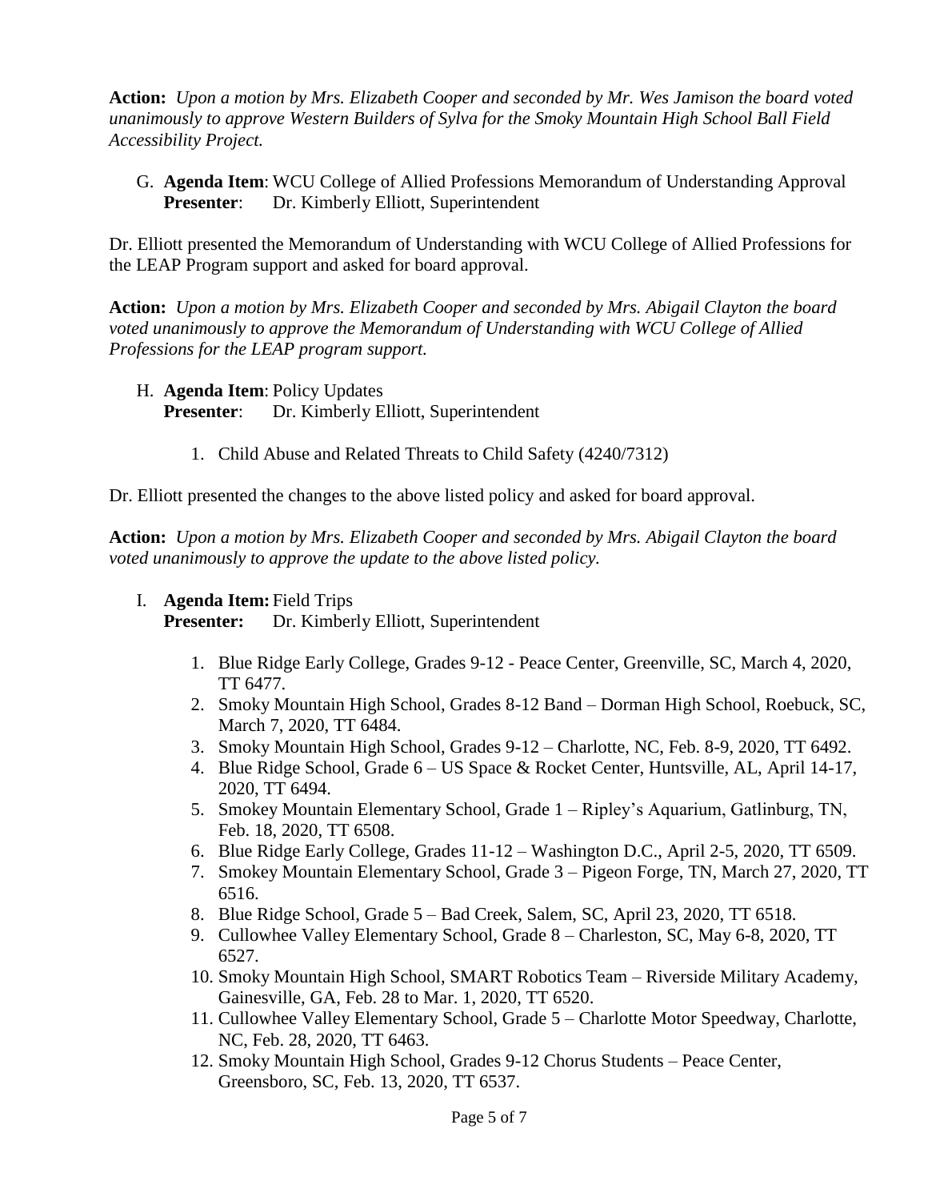**Action:** *Upon a motion by Mrs. Elizabeth Cooper and seconded by Mr. Wes Jamison the board voted unanimously to approve Western Builders of Sylva for the Smoky Mountain High School Ball Field Accessibility Project.*

G. **Agenda Item**: WCU College of Allied Professions Memorandum of Understanding Approval
   **Presenter**: Dr. Kimberly Elliott, Superintendent

Dr. Elliott presented the Memorandum of Understanding with WCU College of Allied Professions for the LEAP Program support and asked for board approval.

**Action:** *Upon a motion by Mrs. Elizabeth Cooper and seconded by Mrs. Abigail Clayton the board voted unanimously to approve the Memorandum of Understanding with WCU College of Allied Professions for the LEAP program support.*

H. **Agenda Item**: Policy Updates
   **Presenter**: Dr. Kimberly Elliott, Superintendent

1. Child Abuse and Related Threats to Child Safety (4240/7312)

Dr. Elliott presented the changes to the above listed policy and asked for board approval.

**Action:** *Upon a motion by Mrs. Elizabeth Cooper and seconded by Mrs. Abigail Clayton the board voted unanimously to approve the update to the above listed policy.*

I. **Agenda Item:** Field Trips
   **Presenter:** Dr. Kimberly Elliott, Superintendent

1. Blue Ridge Early College, Grades 9-12 - Peace Center, Greenville, SC, March 4, 2020, TT 6477.
2. Smoky Mountain High School, Grades 8-12 Band – Dorman High School, Roebuck, SC, March 7, 2020, TT 6484.
3. Smoky Mountain High School, Grades 9-12 – Charlotte, NC, Feb. 8-9, 2020, TT 6492.
4. Blue Ridge School, Grade 6 – US Space & Rocket Center, Huntsville, AL, April 14-17, 2020, TT 6494.
5. Smokey Mountain Elementary School, Grade 1 – Ripley's Aquarium, Gatlinburg, TN, Feb. 18, 2020, TT 6508.
6. Blue Ridge Early College, Grades 11-12 – Washington D.C., April 2-5, 2020, TT 6509.
7. Smokey Mountain Elementary School, Grade 3 – Pigeon Forge, TN, March 27, 2020, TT 6516.
8. Blue Ridge School, Grade 5 – Bad Creek, Salem, SC, April 23, 2020, TT 6518.
9. Cullowhee Valley Elementary School, Grade 8 – Charleston, SC, May 6-8, 2020, TT 6527.
10. Smoky Mountain High School, SMART Robotics Team – Riverside Military Academy, Gainesville, GA, Feb. 28 to Mar. 1, 2020, TT 6520.
11. Cullowhee Valley Elementary School, Grade 5 – Charlotte Motor Speedway, Charlotte, NC, Feb. 28, 2020, TT 6463.
12. Smoky Mountain High School, Grades 9-12 Chorus Students – Peace Center, Greensboro, SC, Feb. 13, 2020, TT 6537.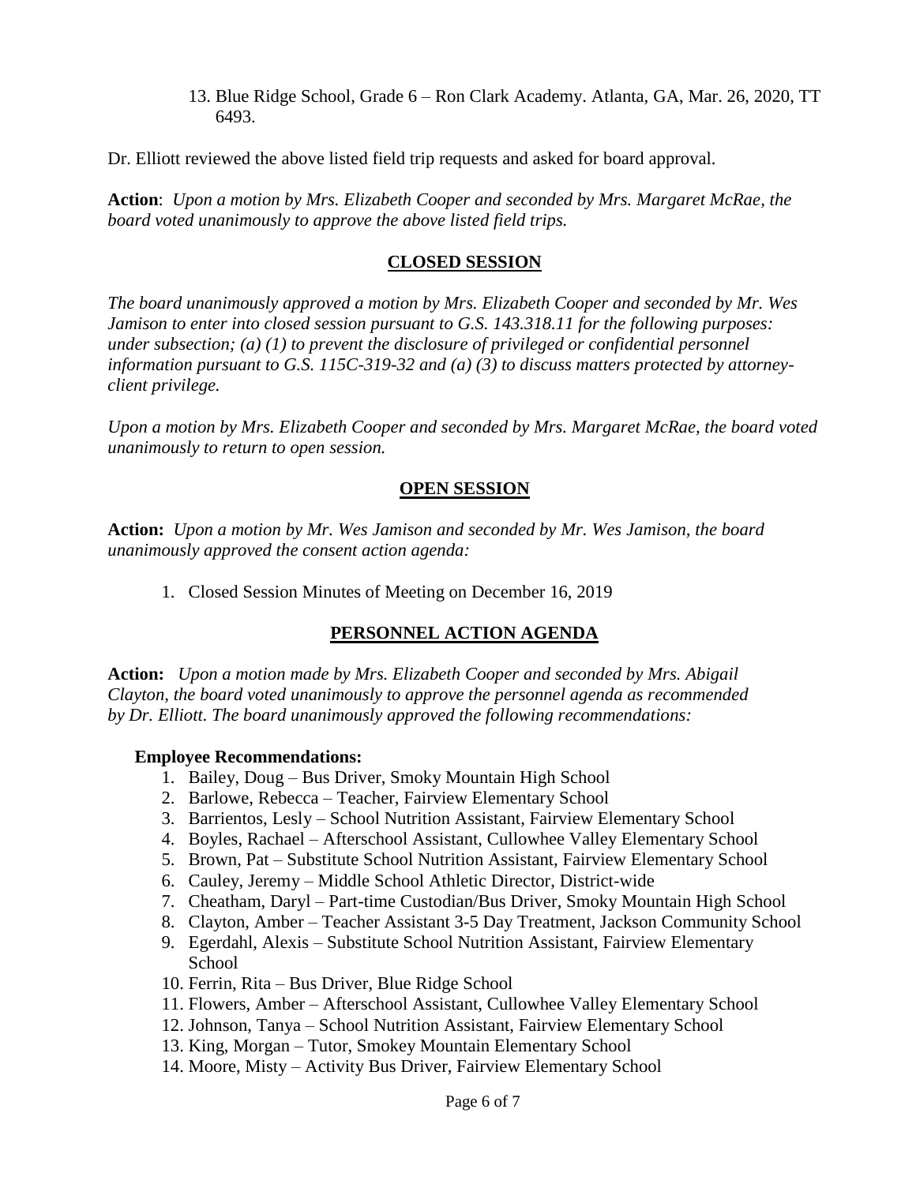13. Blue Ridge School, Grade 6 – Ron Clark Academy. Atlanta, GA, Mar. 26, 2020, TT 6493.

Dr. Elliott reviewed the above listed field trip requests and asked for board approval.

**Action**: *Upon a motion by Mrs. Elizabeth Cooper and seconded by Mrs. Margaret McRae, the board voted unanimously to approve the above listed field trips.*

## CLOSED SESSION

*The board unanimously approved a motion by Mrs. Elizabeth Cooper and seconded by Mr. Wes Jamison to enter into closed session pursuant to G.S. 143.318.11 for the following purposes: under subsection; (a) (1) to prevent the disclosure of privileged or confidential personnel information pursuant to G.S. 115C-319-32 and (a) (3) to discuss matters protected by attorney-client privilege.*

*Upon a motion by Mrs. Elizabeth Cooper and seconded by Mrs. Margaret McRae, the board voted unanimously to return to open session.*

## OPEN SESSION

**Action:** *Upon a motion by Mr. Wes Jamison and seconded by Mr. Wes Jamison, the board unanimously approved the consent action agenda:*

1. Closed Session Minutes of Meeting on December 16, 2019

## PERSONNEL ACTION AGENDA

**Action:** *Upon a motion made by Mrs. Elizabeth Cooper and seconded by Mrs. Abigail Clayton, the board voted unanimously to approve the personnel agenda as recommended by Dr. Elliott. The board unanimously approved the following recommendations:*

**Employee Recommendations:**

1. Bailey, Doug – Bus Driver, Smoky Mountain High School
2. Barlowe, Rebecca – Teacher, Fairview Elementary School
3. Barrientos, Lesly – School Nutrition Assistant, Fairview Elementary School
4. Boyles, Rachael – Afterschool Assistant, Cullowhee Valley Elementary School
5. Brown, Pat – Substitute School Nutrition Assistant, Fairview Elementary School
6. Cauley, Jeremy – Middle School Athletic Director, District-wide
7. Cheatham, Daryl – Part-time Custodian/Bus Driver, Smoky Mountain High School
8. Clayton, Amber – Teacher Assistant 3-5 Day Treatment, Jackson Community School
9. Egerdahl, Alexis – Substitute School Nutrition Assistant, Fairview Elementary School
10. Ferrin, Rita – Bus Driver, Blue Ridge School
11. Flowers, Amber – Afterschool Assistant, Cullowhee Valley Elementary School
12. Johnson, Tanya – School Nutrition Assistant, Fairview Elementary School
13. King, Morgan – Tutor, Smokey Mountain Elementary School
14. Moore, Misty – Activity Bus Driver, Fairview Elementary School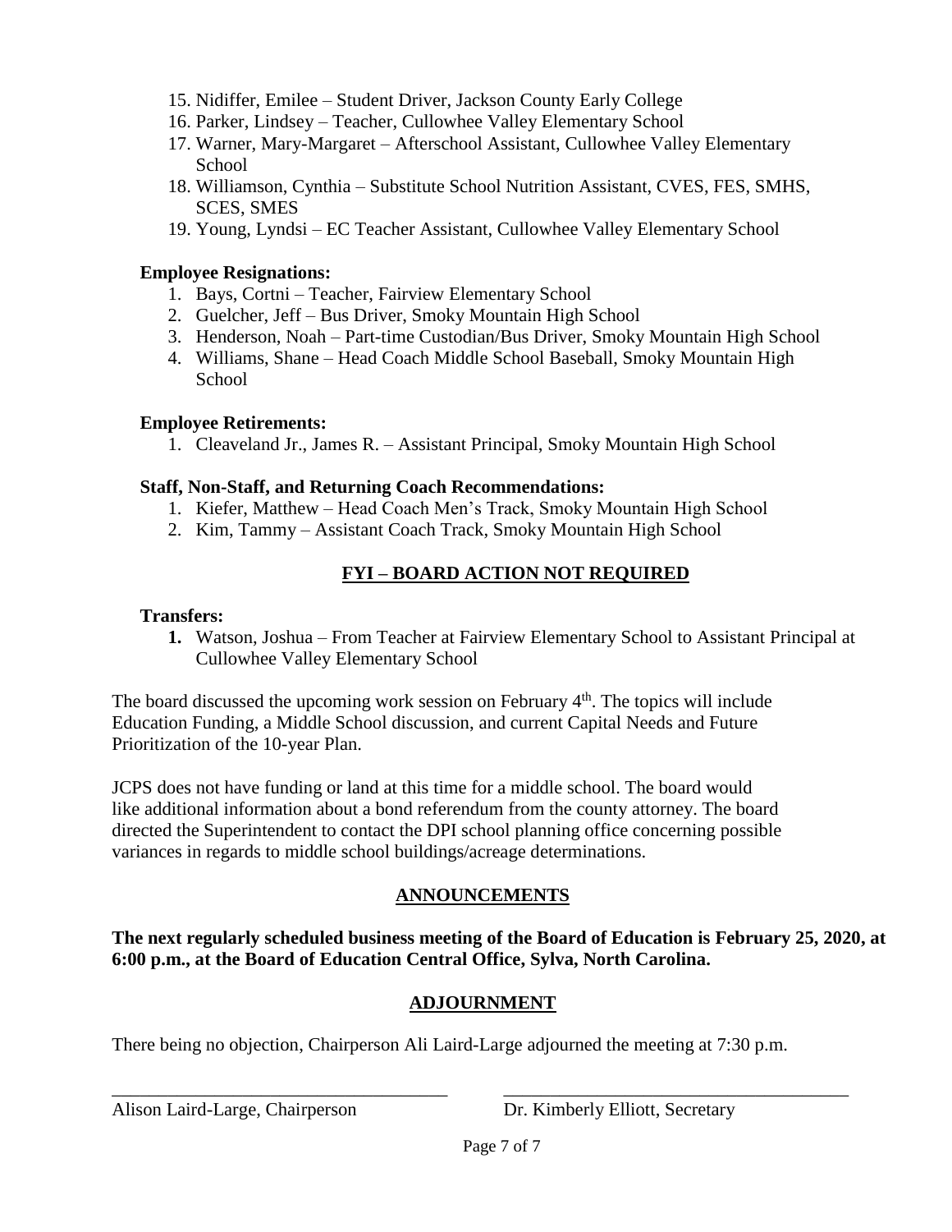15. Nidiffer, Emilee – Student Driver, Jackson County Early College
16. Parker, Lindsey – Teacher, Cullowhee Valley Elementary School
17. Warner, Mary-Margaret – Afterschool Assistant, Cullowhee Valley Elementary School
18. Williamson, Cynthia – Substitute School Nutrition Assistant, CVES, FES, SMHS, SCES, SMES
19. Young, Lyndsi – EC Teacher Assistant, Cullowhee Valley Elementary School

**Employee Resignations:**

1. Bays, Cortni – Teacher, Fairview Elementary School
2. Guelcher, Jeff – Bus Driver, Smoky Mountain High School
3. Henderson, Noah – Part-time Custodian/Bus Driver, Smoky Mountain High School
4. Williams, Shane – Head Coach Middle School Baseball, Smoky Mountain High School

**Employee Retirements:**

1. Cleaveland Jr., James R. – Assistant Principal, Smoky Mountain High School

**Staff, Non-Staff, and Returning Coach Recommendations:**

1. Kiefer, Matthew – Head Coach Men's Track, Smoky Mountain High School
2. Kim, Tammy – Assistant Coach Track, Smoky Mountain High School

## FYI – BOARD ACTION NOT REQUIRED

**Transfers:**

1. Watson, Joshua – From Teacher at Fairview Elementary School to Assistant Principal at Cullowhee Valley Elementary School

The board discussed the upcoming work session on February 4th. The topics will include Education Funding, a Middle School discussion, and current Capital Needs and Future Prioritization of the 10-year Plan.

JCPS does not have funding or land at this time for a middle school. The board would like additional information about a bond referendum from the county attorney. The board directed the Superintendent to contact the DPI school planning office concerning possible variances in regards to middle school buildings/acreage determinations.

## ANNOUNCEMENTS

**The next regularly scheduled business meeting of the Board of Education is February 25, 2020, at 6:00 p.m., at the Board of Education Central Office, Sylva, North Carolina.**

## ADJOURNMENT

There being no objection, Chairperson Ali Laird-Large adjourned the meeting at 7:30 p.m.

\_\_\_\_\_\_\_\_\_\_\_\_\_\_\_\_\_\_\_\_\_\_\_\_\_\_\_\_\_\_\_\_\_\_\_\_
Alison Laird-Large, Chairperson

\_\_\_\_\_\_\_\_\_\_\_\_\_\_\_\_\_\_\_\_\_\_\_\_\_\_\_\_\_\_\_\_\_\_\_\_
Dr. Kimberly Elliott, Secretary